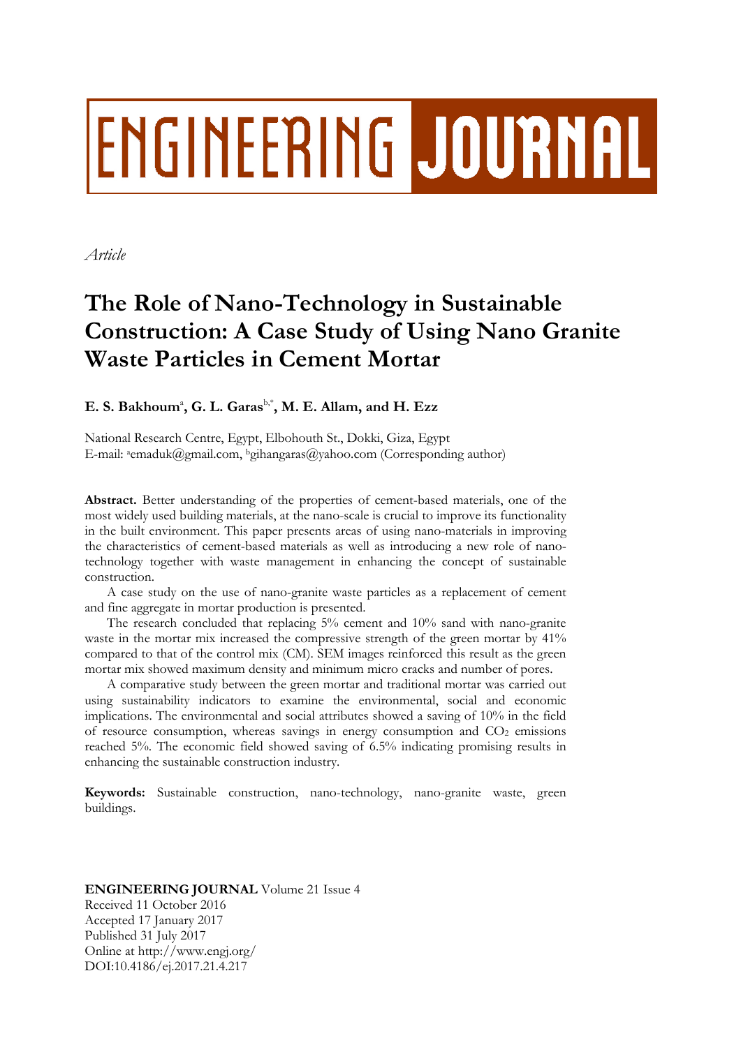*Article*

# The Role of Nano-Technology in Sustainable Construction: A Case Study of Using Nano Granite Waste Particles in Cement Mortar

**E. S. Bakhoum[a], G. L. Garas[b,*], M. E. Allam, and H. Ezz**

National Research Centre, Egypt, Elbohouth St., Dokki, Giza, Egypt
E-mail: [a]emaduk@gmail.com, [b]gihangaras@yahoo.com (Corresponding author)

**Abstract.** Better understanding of the properties of cement-based materials, one of the most widely used building materials, at the nano-scale is crucial to improve its functionality in the built environment. This paper presents areas of using nano-materials in improving the characteristics of cement-based materials as well as introducing a new role of nano-technology together with waste management in enhancing the concept of sustainable construction.

A case study on the use of nano-granite waste particles as a replacement of cement and fine aggregate in mortar production is presented.

The research concluded that replacing 5% cement and 10% sand with nano-granite waste in the mortar mix increased the compressive strength of the green mortar by 41% compared to that of the control mix (CM). SEM images reinforced this result as the green mortar mix showed maximum density and minimum micro cracks and number of pores.

A comparative study between the green mortar and traditional mortar was carried out using sustainability indicators to examine the environmental, social and economic implications. The environmental and social attributes showed a saving of 10% in the field of resource consumption, whereas savings in energy consumption and $CO_2$ emissions reached 5%. The economic field showed saving of 6.5% indicating promising results in enhancing the sustainable construction industry.

**Keywords:** Sustainable construction, nano-technology, nano-granite waste, green buildings.

**ENGINEERING JOURNAL** Volume 21 Issue 4
Received 11 October 2016
Accepted 17 January 2017
Published 31 July 2017
Online at http://www.engj.org/
DOI:10.4186/ej.2017.21.4.217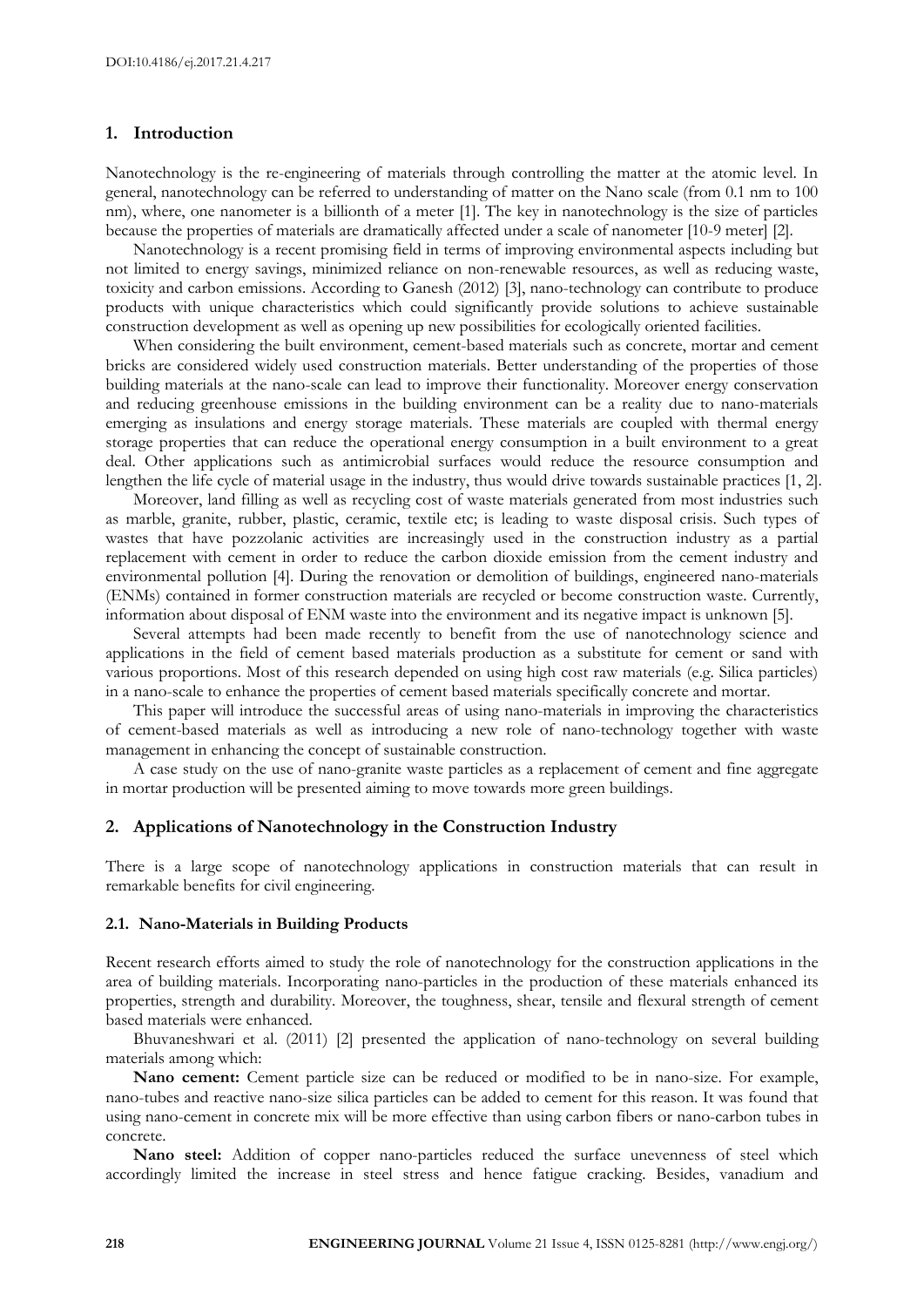## 1. Introduction

Nanotechnology is the re-engineering of materials through controlling the matter at the atomic level. In general, nanotechnology can be referred to understanding of matter on the Nano scale (from 0.1 nm to 100 nm), where, one nanometer is a billionth of a meter [1]. The key in nanotechnology is the size of particles because the properties of materials are dramatically affected under a scale of nanometer [$10^{-9}$ meter] [2].

Nanotechnology is a recent promising field in terms of improving environmental aspects including but not limited to energy savings, minimized reliance on non-renewable resources, as well as reducing waste, toxicity and carbon emissions. According to Ganesh (2012) [3], nano-technology can contribute to produce products with unique characteristics which could significantly provide solutions to achieve sustainable construction development as well as opening up new possibilities for ecologically oriented facilities.

When considering the built environment, cement-based materials such as concrete, mortar and cement bricks are considered widely used construction materials. Better understanding of the properties of those building materials at the nano-scale can lead to improve their functionality. Moreover energy conservation and reducing greenhouse emissions in the building environment can be a reality due to nano-materials emerging as insulations and energy storage materials. These materials are coupled with thermal energy storage properties that can reduce the operational energy consumption in a built environment to a great deal. Other applications such as antimicrobial surfaces would reduce the resource consumption and lengthen the life cycle of material usage in the industry, thus would drive towards sustainable practices [1, 2].

Moreover, land filling as well as recycling cost of waste materials generated from most industries such as marble, granite, rubber, plastic, ceramic, textile etc; is leading to waste disposal crisis. Such types of wastes that have pozzolanic activities are increasingly used in the construction industry as a partial replacement with cement in order to reduce the carbon dioxide emission from the cement industry and environmental pollution [4]. During the renovation or demolition of buildings, engineered nano-materials (ENMs) contained in former construction materials are recycled or become construction waste. Currently, information about disposal of ENM waste into the environment and its negative impact is unknown [5].

Several attempts had been made recently to benefit from the use of nanotechnology science and applications in the field of cement based materials production as a substitute for cement or sand with various proportions. Most of this research depended on using high cost raw materials (e.g. Silica particles) in a nano-scale to enhance the properties of cement based materials specifically concrete and mortar.

This paper will introduce the successful areas of using nano-materials in improving the characteristics of cement-based materials as well as introducing a new role of nano-technology together with waste management in enhancing the concept of sustainable construction.

A case study on the use of nano-granite waste particles as a replacement of cement and fine aggregate in mortar production will be presented aiming to move towards more green buildings.

## 2. Applications of Nanotechnology in the Construction Industry

There is a large scope of nanotechnology applications in construction materials that can result in remarkable benefits for civil engineering.

### 2.1. Nano-Materials in Building Products

Recent research efforts aimed to study the role of nanotechnology for the construction applications in the area of building materials. Incorporating nano-particles in the production of these materials enhanced its properties, strength and durability. Moreover, the toughness, shear, tensile and flexural strength of cement based materials were enhanced.

Bhuvaneshwari et al. (2011) [2] presented the application of nano-technology on several building materials among which:

**Nano cement:** Cement particle size can be reduced or modified to be in nano-size. For example, nano-tubes and reactive nano-size silica particles can be added to cement for this reason. It was found that using nano-cement in concrete mix will be more effective than using carbon fibers or nano-carbon tubes in concrete.

**Nano steel:** Addition of copper nano-particles reduced the surface unevenness of steel which accordingly limited the increase in steel stress and hence fatigue cracking. Besides, vanadium and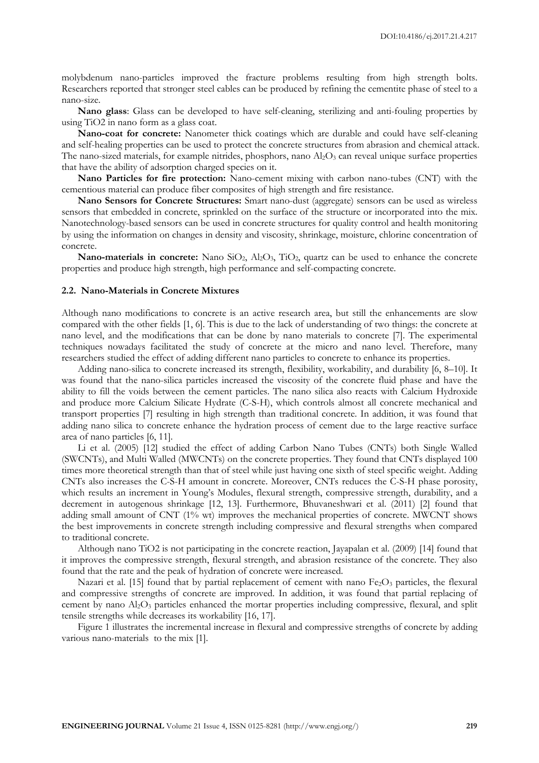molybdenum nano-particles improved the fracture problems resulting from high strength bolts. Researchers reported that stronger steel cables can be produced by refining the cementite phase of steel to a nano-size.

**Nano glass**: Glass can be developed to have self-cleaning, sterilizing and anti-fouling properties by using TiO2 in nano form as a glass coat.

**Nano-coat for concrete:** Nanometer thick coatings which are durable and could have self-cleaning and self-healing properties can be used to protect the concrete structures from abrasion and chemical attack. The nano-sized materials, for example nitrides, phosphors, nano $Al_2O_3$ can reveal unique surface properties that have the ability of adsorption charged species on it.

**Nano Particles for fire protection:** Nano-cement mixing with carbon nano-tubes (CNT) with the cementious material can produce fiber composites of high strength and fire resistance.

**Nano Sensors for Concrete Structures:** Smart nano-dust (aggregate) sensors can be used as wireless sensors that embedded in concrete, sprinkled on the surface of the structure or incorporated into the mix. Nanotechnology-based sensors can be used in concrete structures for quality control and health monitoring by using the information on changes in density and viscosity, shrinkage, moisture, chlorine concentration of concrete.

**Nano-materials in concrete:** Nano $SiO_2$, $Al_2O_3$, $TiO_2$, quartz can be used to enhance the concrete properties and produce high strength, high performance and self-compacting concrete.

### 2.2. Nano-Materials in Concrete Mixtures

Although nano modifications to concrete is an active research area, but still the enhancements are slow compared with the other fields [1, 6]. This is due to the lack of understanding of two things: the concrete at nano level, and the modifications that can be done by nano materials to concrete [7]. The experimental techniques nowadays facilitated the study of concrete at the micro and nano level. Therefore, many researchers studied the effect of adding different nano particles to concrete to enhance its properties.

Adding nano-silica to concrete increased its strength, flexibility, workability, and durability [6, 8–10]. It was found that the nano-silica particles increased the viscosity of the concrete fluid phase and have the ability to fill the voids between the cement particles. The nano silica also reacts with Calcium Hydroxide and produce more Calcium Silicate Hydrate (C-S-H), which controls almost all concrete mechanical and transport properties [7] resulting in high strength than traditional concrete. In addition, it was found that adding nano silica to concrete enhance the hydration process of cement due to the large reactive surface area of nano particles [6, 11].

Li et al. (2005) [12] studied the effect of adding Carbon Nano Tubes (CNTs) both Single Walled (SWCNTs), and Multi Walled (MWCNTs) on the concrete properties. They found that CNTs displayed 100 times more theoretical strength than that of steel while just having one sixth of steel specific weight. Adding CNTs also increases the C-S-H amount in concrete. Moreover, CNTs reduces the C-S-H phase porosity, which results an increment in Young's Modules, flexural strength, compressive strength, durability, and a decrement in autogenous shrinkage [12, 13]. Furthermore, Bhuvaneshwari et al. (2011) [2] found that adding small amount of CNT (1% wt) improves the mechanical properties of concrete. MWCNT shows the best improvements in concrete strength including compressive and flexural strengths when compared to traditional concrete.

Although nano TiO2 is not participating in the concrete reaction, Jayapalan et al. (2009) [14] found that it improves the compressive strength, flexural strength, and abrasion resistance of the concrete. They also found that the rate and the peak of hydration of concrete were increased.

Nazari et al. [15] found that by partial replacement of cement with nano $Fe_2O_3$ particles, the flexural and compressive strengths of concrete are improved. In addition, it was found that partial replacing of cement by nano $Al_2O_3$ particles enhanced the mortar properties including compressive, flexural, and split tensile strengths while decreases its workability [16, 17].

Figure 1 illustrates the incremental increase in flexural and compressive strengths of concrete by adding various nano-materials to the mix [1].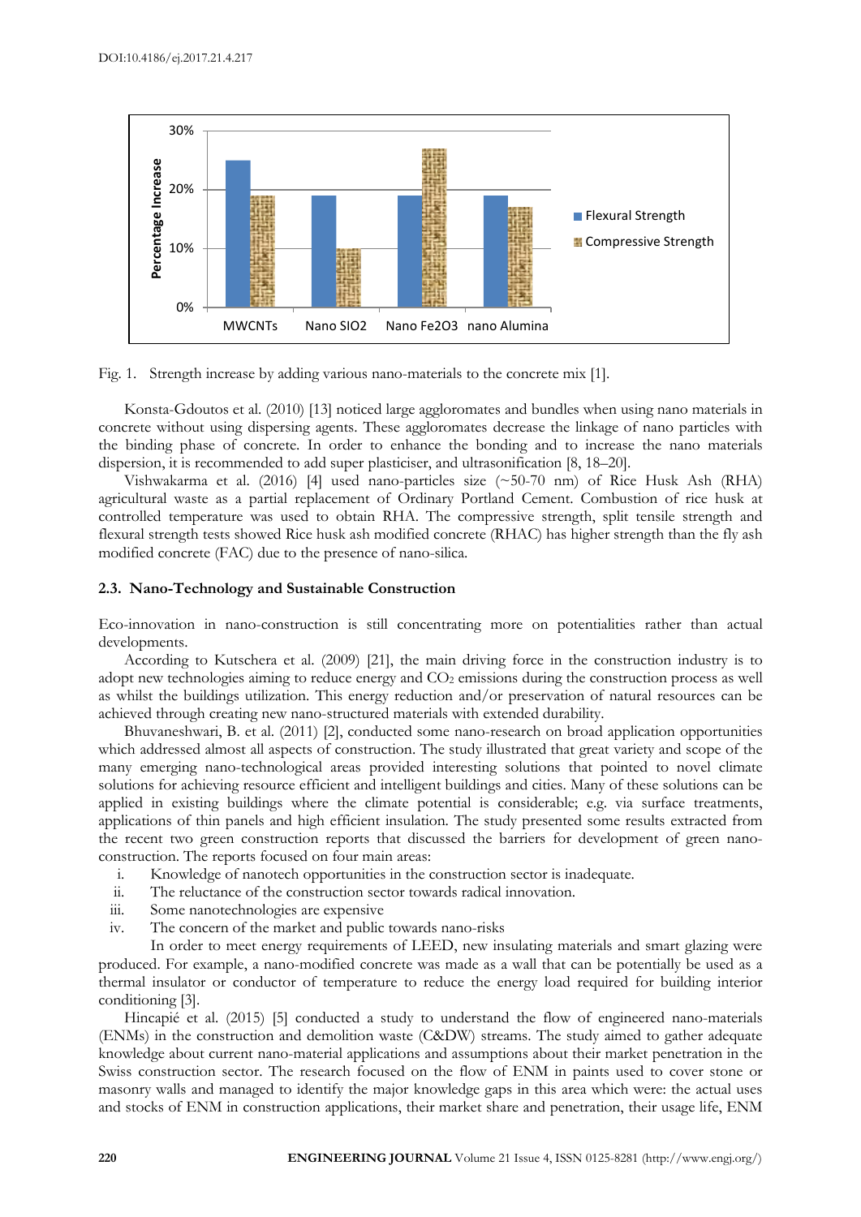Fig. 1. Strength increase by adding various nano-materials to the concrete mix [1].

Konsta-Gdoutos et al. (2010) [13] noticed large aggloromates and bundles when using nano materials in concrete without using dispersing agents. These aggloromates decrease the linkage of nano particles with the binding phase of concrete. In order to enhance the bonding and to increase the nano materials dispersion, it is recommended to add super plasticiser, and ultrasonification [8, 18–20].

Vishwakarma et al. (2016) [4] used nano-particles size (~50-70 nm) of Rice Husk Ash (RHA) agricultural waste as a partial replacement of Ordinary Portland Cement. Combustion of rice husk at controlled temperature was used to obtain RHA. The compressive strength, split tensile strength and flexural strength tests showed Rice husk ash modified concrete (RHAC) has higher strength than the fly ash modified concrete (FAC) due to the presence of nano-silica.

### 2.3. Nano-Technology and Sustainable Construction

Eco-innovation in nano-construction is still concentrating more on potentialities rather than actual developments.

According to Kutschera et al. (2009) [21], the main driving force in the construction industry is to adopt new technologies aiming to reduce energy and $CO_2$ emissions during the construction process as well as whilst the buildings utilization. This energy reduction and/or preservation of natural resources can be achieved through creating new nano-structured materials with extended durability.

Bhuvaneshwari, B. et al. (2011) [2], conducted some nano-research on broad application opportunities which addressed almost all aspects of construction. The study illustrated that great variety and scope of the many emerging nano-technological areas provided interesting solutions that pointed to novel climate solutions for achieving resource efficient and intelligent buildings and cities. Many of these solutions can be applied in existing buildings where the climate potential is considerable; e.g. via surface treatments, applications of thin panels and high efficient insulation. The study presented some results extracted from the recent two green construction reports that discussed the barriers for development of green nano-construction. The reports focused on four main areas:

i. Knowledge of nanotech opportunities in the construction sector is inadequate.
ii. The reluctance of the construction sector towards radical innovation.
iii. Some nanotechnologies are expensive
iv. The concern of the market and public towards nano-risks

In order to meet energy requirements of LEED, new insulating materials and smart glazing were produced. For example, a nano-modified concrete was made as a wall that can be potentially be used as a thermal insulator or conductor of temperature to reduce the energy load required for building interior conditioning [3].

Hincapié et al. (2015) [5] conducted a study to understand the flow of engineered nano-materials (ENMs) in the construction and demolition waste (C&DW) streams. The study aimed to gather adequate knowledge about current nano-material applications and assumptions about their market penetration in the Swiss construction sector. The research focused on the flow of ENM in paints used to cover stone or masonry walls and managed to identify the major knowledge gaps in this area which were: the actual uses and stocks of ENM in construction applications, their market share and penetration, their usage life, ENM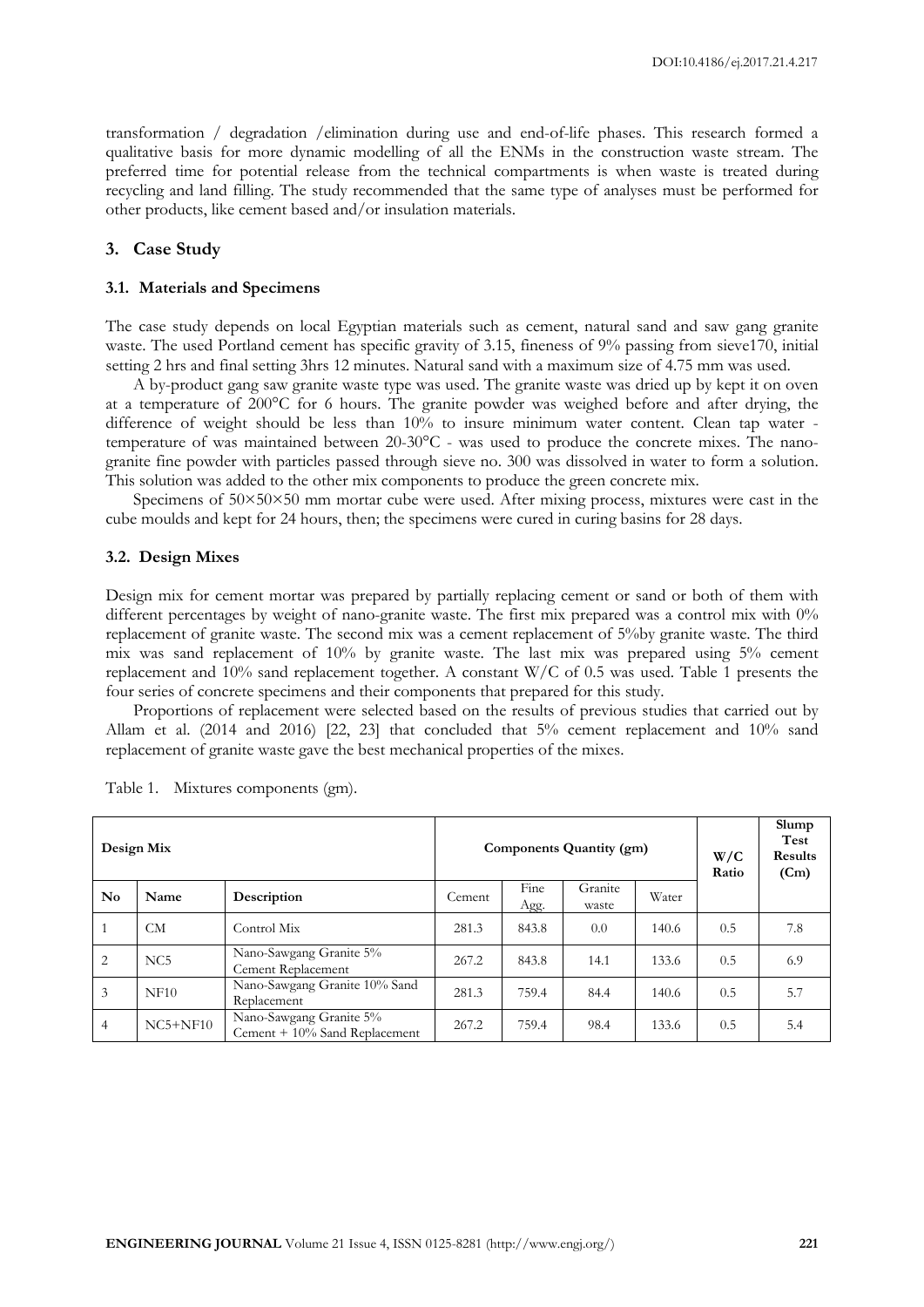transformation / degradation /elimination during use and end-of-life phases. This research formed a qualitative basis for more dynamic modelling of all the ENMs in the construction waste stream. The preferred time for potential release from the technical compartments is when waste is treated during recycling and land filling. The study recommended that the same type of analyses must be performed for other products, like cement based and/or insulation materials.

## 3. Case Study

### 3.1. Materials and Specimens

The case study depends on local Egyptian materials such as cement, natural sand and saw gang granite waste. The used Portland cement has specific gravity of 3.15, fineness of 9% passing from sieve170, initial setting 2 hrs and final setting 3hrs 12 minutes. Natural sand with a maximum size of 4.75 mm was used.

A by-product gang saw granite waste type was used. The granite waste was dried up by kept it on oven at a temperature of 200°C for 6 hours. The granite powder was weighed before and after drying, the difference of weight should be less than 10% to insure minimum water content. Clean tap water - temperature of was maintained between 20-30°C - was used to produce the concrete mixes. The nano-granite fine powder with particles passed through sieve no. 300 was dissolved in water to form a solution. This solution was added to the other mix components to produce the green concrete mix.

Specimens of 50×50×50 mm mortar cube were used. After mixing process, mixtures were cast in the cube moulds and kept for 24 hours, then; the specimens were cured in curing basins for 28 days.

### 3.2. Design Mixes

Design mix for cement mortar was prepared by partially replacing cement or sand or both of them with different percentages by weight of nano-granite waste. The first mix prepared was a control mix with 0% replacement of granite waste. The second mix was a cement replacement of 5%by granite waste. The third mix was sand replacement of 10% by granite waste. The last mix was prepared using 5% cement replacement and 10% sand replacement together. A constant W/C of 0.5 was used. Table 1 presents the four series of concrete specimens and their components that prepared for this study.

Proportions of replacement were selected based on the results of previous studies that carried out by Allam et al. (2014 and 2016) [22, 23] that concluded that 5% cement replacement and 10% sand replacement of granite waste gave the best mechanical properties of the mixes.

Table 1. Mixtures components (gm).

| **Design Mix** | | | **Components Quantity (gm)** | | | | **W/C Ratio** | **Slump Test Results (Cm)** |
|---|---|---|---|---|---|---|---|---|
| **No** | **Name** | **Description** | Cement | Fine Agg. | Granite waste | Water | | |
| 1 | CM | Control Mix | 281.3 | 843.8 | 0.0 | 140.6 | 0.5 | 7.8 |
| 2 | NC5 | Nano-Sawgang Granite 5% Cement Replacement | 267.2 | 843.8 | 14.1 | 133.6 | 0.5 | 6.9 |
| 3 | NF10 | Nano-Sawgang Granite 10% Sand Replacement | 281.3 | 759.4 | 84.4 | 140.6 | 0.5 | 5.7 |
| 4 | NC5+NF10 | Nano-Sawgang Granite 5% Cement + 10% Sand Replacement | 267.2 | 759.4 | 98.4 | 133.6 | 0.5 | 5.4 |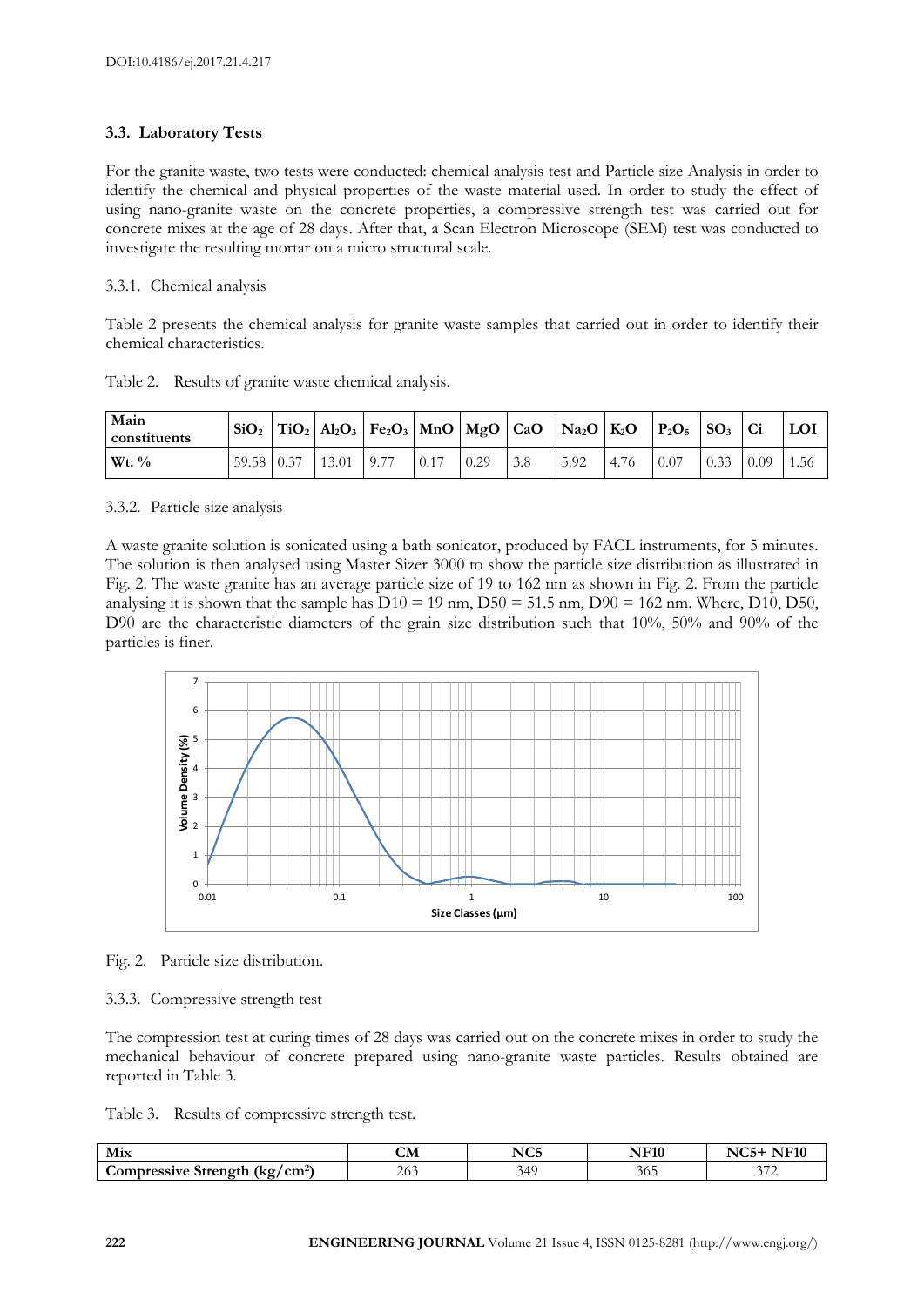### 3.3. Laboratory Tests

For the granite waste, two tests were conducted: chemical analysis test and Particle size Analysis in order to identify the chemical and physical properties of the waste material used. In order to study the effect of using nano-granite waste on the concrete properties, a compressive strength test was carried out for concrete mixes at the age of 28 days. After that, a Scan Electron Microscope (SEM) test was conducted to investigate the resulting mortar on a micro structural scale.

#### 3.3.1. Chemical analysis

Table 2 presents the chemical analysis for granite waste samples that carried out in order to identify their chemical characteristics.

Table 2. Results of granite waste chemical analysis.

| Main constituents | $SiO_2$ | $TiO_2$ | $Al_2O_3$ | $Fe_2O_3$ | MnO | MgO | CaO | $Na_2O$ | $K_2O$ | $P_2O_5$ | $SO_3$ | Ci | LOI |
|---|---|---|---|---|---|---|---|---|---|---|---|---|---|
| Wt. % | 59.58 | 0.37 | 13.01 | 9.77 | 0.17 | 0.29 | 3.8 | 5.92 | 4.76 | 0.07 | 0.33 | 0.09 | 1.56 |

#### 3.3.2. Particle size analysis

A waste granite solution is sonicated using a bath sonicator, produced by FACL instruments, for 5 minutes. The solution is then analysed using Master Sizer 3000 to show the particle size distribution as illustrated in Fig. 2. The waste granite has an average particle size of 19 to 162 nm as shown in Fig. 2. From the particle analysing it is shown that the sample has D10 = 19 nm, D50 = 51.5 nm, D90 = 162 nm. Where, D10, D50, D90 are the characteristic diameters of the grain size distribution such that 10%, 50% and 90% of the particles is finer.

Fig. 2. Particle size distribution.

#### 3.3.3. Compressive strength test

The compression test at curing times of 28 days was carried out on the concrete mixes in order to study the mechanical behaviour of concrete prepared using nano-granite waste particles. Results obtained are reported in Table 3.

Table 3. Results of compressive strength test.

| Mix | CM | NC5 | NF10 | NC5+ NF10 |
|---|---|---|---|---|
| Compressive Strength (kg/cm$^2$) | 263 | 349 | 365 | 372 |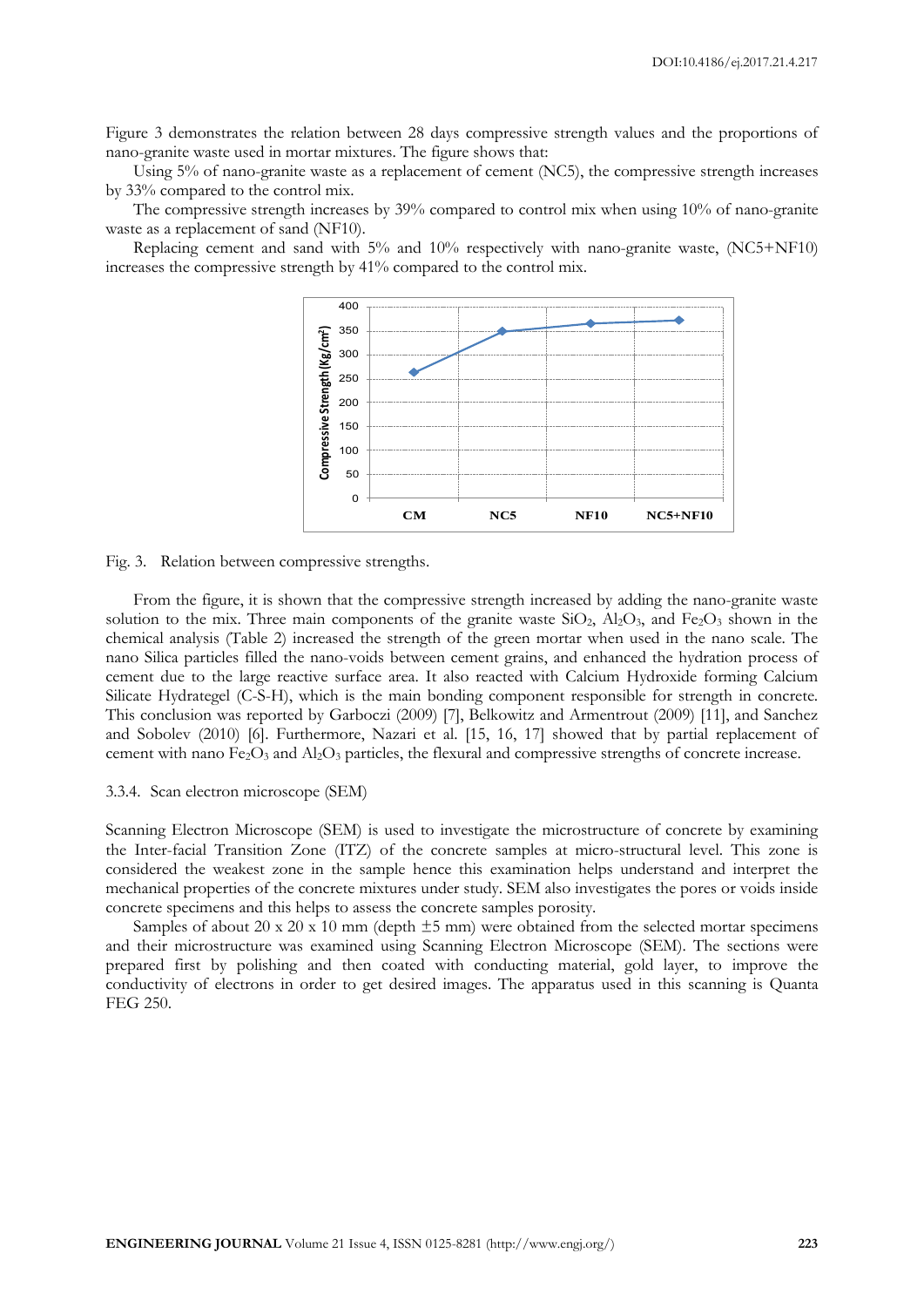Figure 3 demonstrates the relation between 28 days compressive strength values and the proportions of nano-granite waste used in mortar mixtures. The figure shows that:

Using 5% of nano-granite waste as a replacement of cement (NC5), the compressive strength increases by 33% compared to the control mix.

The compressive strength increases by 39% compared to control mix when using 10% of nano-granite waste as a replacement of sand (NF10).

Replacing cement and sand with 5% and 10% respectively with nano-granite waste, (NC5+NF10) increases the compressive strength by 41% compared to the control mix.

Fig. 3. Relation between compressive strengths.

From the figure, it is shown that the compressive strength increased by adding the nano-granite waste solution to the mix. Three main components of the granite waste $SiO_2$, $Al_2O_3$, and $Fe_2O_3$ shown in the chemical analysis (Table 2) increased the strength of the green mortar when used in the nano scale. The nano Silica particles filled the nano-voids between cement grains, and enhanced the hydration process of cement due to the large reactive surface area. It also reacted with Calcium Hydroxide forming Calcium Silicate Hydrategel (C-S-H), which is the main bonding component responsible for strength in concrete. This conclusion was reported by Garboczi (2009) [7], Belkowitz and Armentrout (2009) [11], and Sanchez and Sobolev (2010) [6]. Furthermore, Nazari et al. [15, 16, 17] showed that by partial replacement of cement with nano $Fe_2O_3$ and $Al_2O_3$ particles, the flexural and compressive strengths of concrete increase.

### 3.3.4. Scan electron microscope (SEM)

Scanning Electron Microscope (SEM) is used to investigate the microstructure of concrete by examining the Inter-facial Transition Zone (ITZ) of the concrete samples at micro-structural level. This zone is considered the weakest zone in the sample hence this examination helps understand and interpret the mechanical properties of the concrete mixtures under study. SEM also investigates the pores or voids inside concrete specimens and this helps to assess the concrete samples porosity.

Samples of about 20 x 20 x 10 mm (depth ±5 mm) were obtained from the selected mortar specimens and their microstructure was examined using Scanning Electron Microscope (SEM). The sections were prepared first by polishing and then coated with conducting material, gold layer, to improve the conductivity of electrons in order to get desired images. The apparatus used in this scanning is Quanta FEG 250.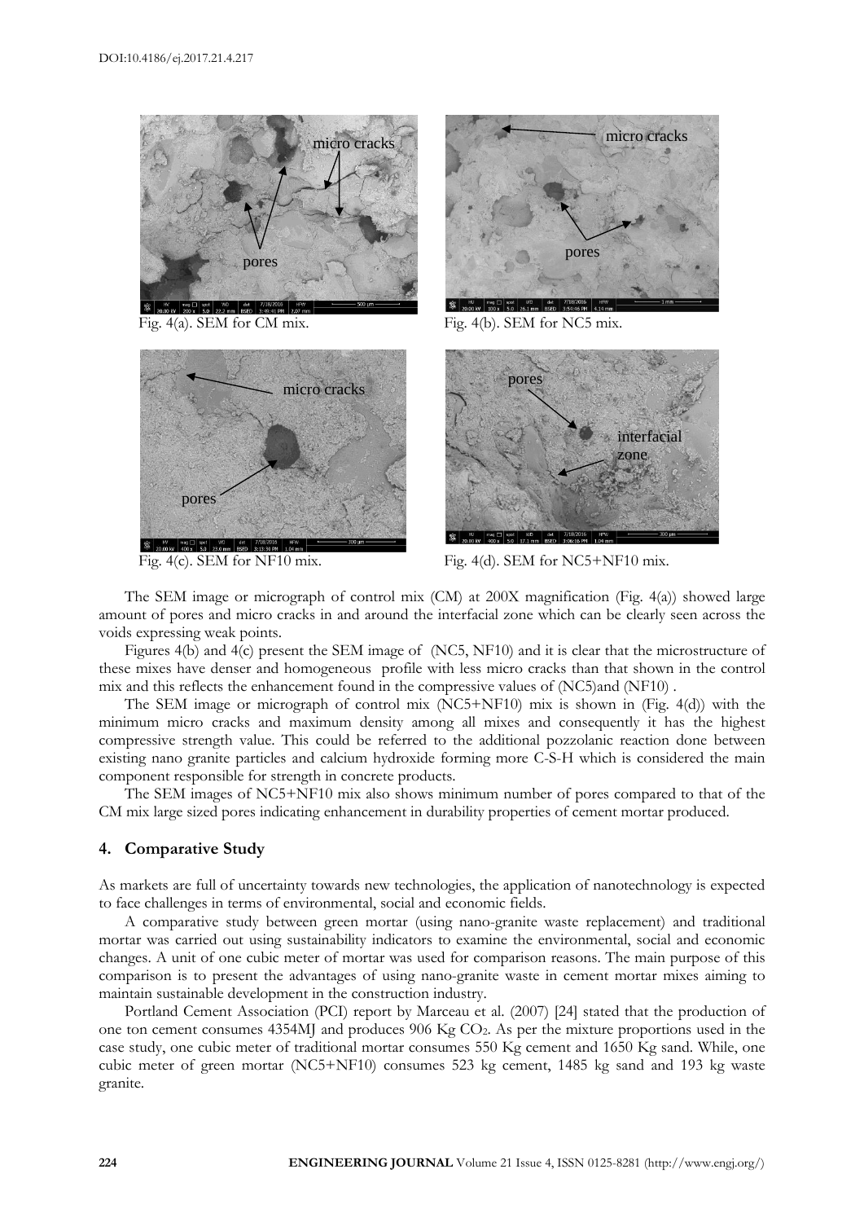Fig. 4(a). SEM for CM mix.

Fig. 4(b). SEM for NC5 mix.

Fig. 4(c). SEM for NF10 mix.

Fig. 4(d). SEM for NC5+NF10 mix.

The SEM image or micrograph of control mix (CM) at 200X magnification (Fig. 4(a)) showed large amount of pores and micro cracks in and around the interfacial zone which can be clearly seen across the voids expressing weak points.

Figures 4(b) and 4(c) present the SEM image of (NC5, NF10) and it is clear that the microstructure of these mixes have denser and homogeneous profile with less micro cracks than that shown in the control mix and this reflects the enhancement found in the compressive values of (NC5)and (NF10) .

The SEM image or micrograph of control mix (NC5+NF10) mix is shown in (Fig. 4(d)) with the minimum micro cracks and maximum density among all mixes and consequently it has the highest compressive strength value. This could be referred to the additional pozzolanic reaction done between existing nano granite particles and calcium hydroxide forming more C-S-H which is considered the main component responsible for strength in concrete products.

The SEM images of NC5+NF10 mix also shows minimum number of pores compared to that of the CM mix large sized pores indicating enhancement in durability properties of cement mortar produced.

## 4. Comparative Study

As markets are full of uncertainty towards new technologies, the application of nanotechnology is expected to face challenges in terms of environmental, social and economic fields.

A comparative study between green mortar (using nano-granite waste replacement) and traditional mortar was carried out using sustainability indicators to examine the environmental, social and economic changes. A unit of one cubic meter of mortar was used for comparison reasons. The main purpose of this comparison is to present the advantages of using nano-granite waste in cement mortar mixes aiming to maintain sustainable development in the construction industry.

Portland Cement Association (PCI) report by Marceau et al. (2007) [24] stated that the production of one ton cement consumes 4354MJ and produces 906 Kg $CO_2$. As per the mixture proportions used in the case study, one cubic meter of traditional mortar consumes 550 Kg cement and 1650 Kg sand. While, one cubic meter of green mortar (NC5+NF10) consumes 523 kg cement, 1485 kg sand and 193 kg waste granite.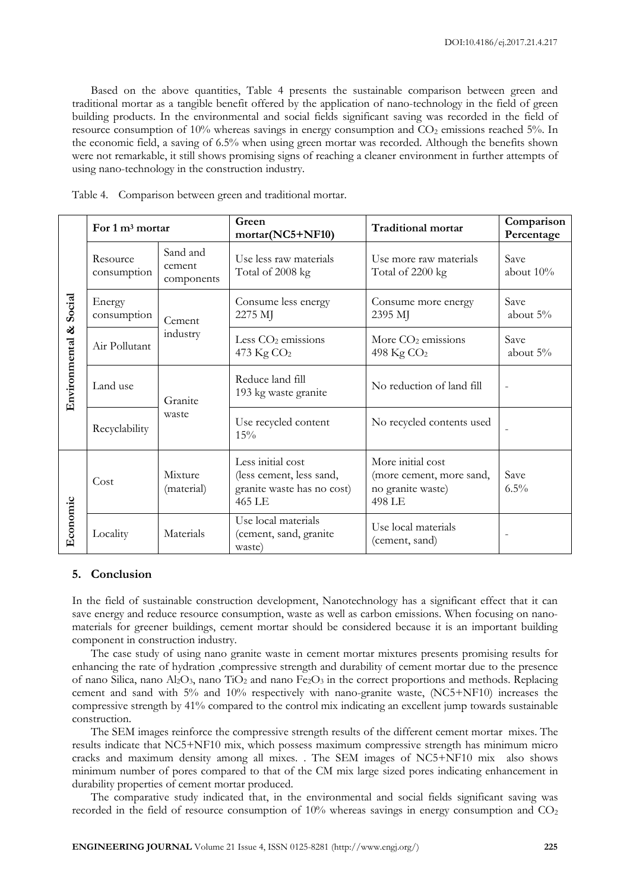Based on the above quantities, Table 4 presents the sustainable comparison between green and traditional mortar as a tangible benefit offered by the application of nano-technology in the field of green building products. In the environmental and social fields significant saving was recorded in the field of resource consumption of 10% whereas savings in energy consumption and $CO_2$ emissions reached 5%. In the economic field, a saving of 6.5% when using green mortar was recorded. Although the benefits shown were not remarkable, it still shows promising signs of reaching a cleaner environment in further attempts of using nano-technology in the construction industry.

Table 4. Comparison between green and traditional mortar.

| | For 1 m³ mortar | | Green mortar(NC5+NF10) | Traditional mortar | Comparison Percentage |
|---|---|---|---|---|---|
| Environmental & Social | Resource consumption | Sand and cement components | Use less raw materials Total of 2008 kg | Use more raw materials Total of 2200 kg | Save about 10% |
| | Energy consumption | Cement industry | Consume less energy 2275 MJ | Consume more energy 2395 MJ | Save about 5% |
| | Air Pollutant | | Less $CO_2$ emissions 473 Kg $CO_2$ | More $CO_2$ emissions 498 Kg $CO_2$ | Save about 5% |
| | Land use | Granite waste | Reduce land fill 193 kg waste granite | No reduction of land fill | - |
| | Recyclability | | Use recycled content 15% | No recycled contents used | - |
| Economic | Cost | Mixture (material) | Less initial cost (less cement, less sand, granite waste has no cost) 465 LE | More initial cost (more cement, more sand, no granite waste) 498 LE | Save 6.5% |
| | Locality | Materials | Use local materials (cement, sand, granite waste) | Use local materials (cement, sand) | - |

## 5. Conclusion

In the field of sustainable construction development, Nanotechnology has a significant effect that it can save energy and reduce resource consumption, waste as well as carbon emissions. When focusing on nano-materials for greener buildings, cement mortar should be considered because it is an important building component in construction industry.

The case study of using nano granite waste in cement mortar mixtures presents promising results for enhancing the rate of hydration ,compressive strength and durability of cement mortar due to the presence of nano Silica, nano $Al_2O_3$, nano $TiO_2$ and nano $Fe_2O_3$ in the correct proportions and methods. Replacing cement and sand with 5% and 10% respectively with nano-granite waste, (NC5+NF10) increases the compressive strength by 41% compared to the control mix indicating an excellent jump towards sustainable construction.

The SEM images reinforce the compressive strength results of the different cement mortar mixes. The results indicate that NC5+NF10 mix, which possess maximum compressive strength has minimum micro cracks and maximum density among all mixes. . The SEM images of NC5+NF10 mix also shows minimum number of pores compared to that of the CM mix large sized pores indicating enhancement in durability properties of cement mortar produced.

The comparative study indicated that, in the environmental and social fields significant saving was recorded in the field of resource consumption of 10% whereas savings in energy consumption and $CO_2$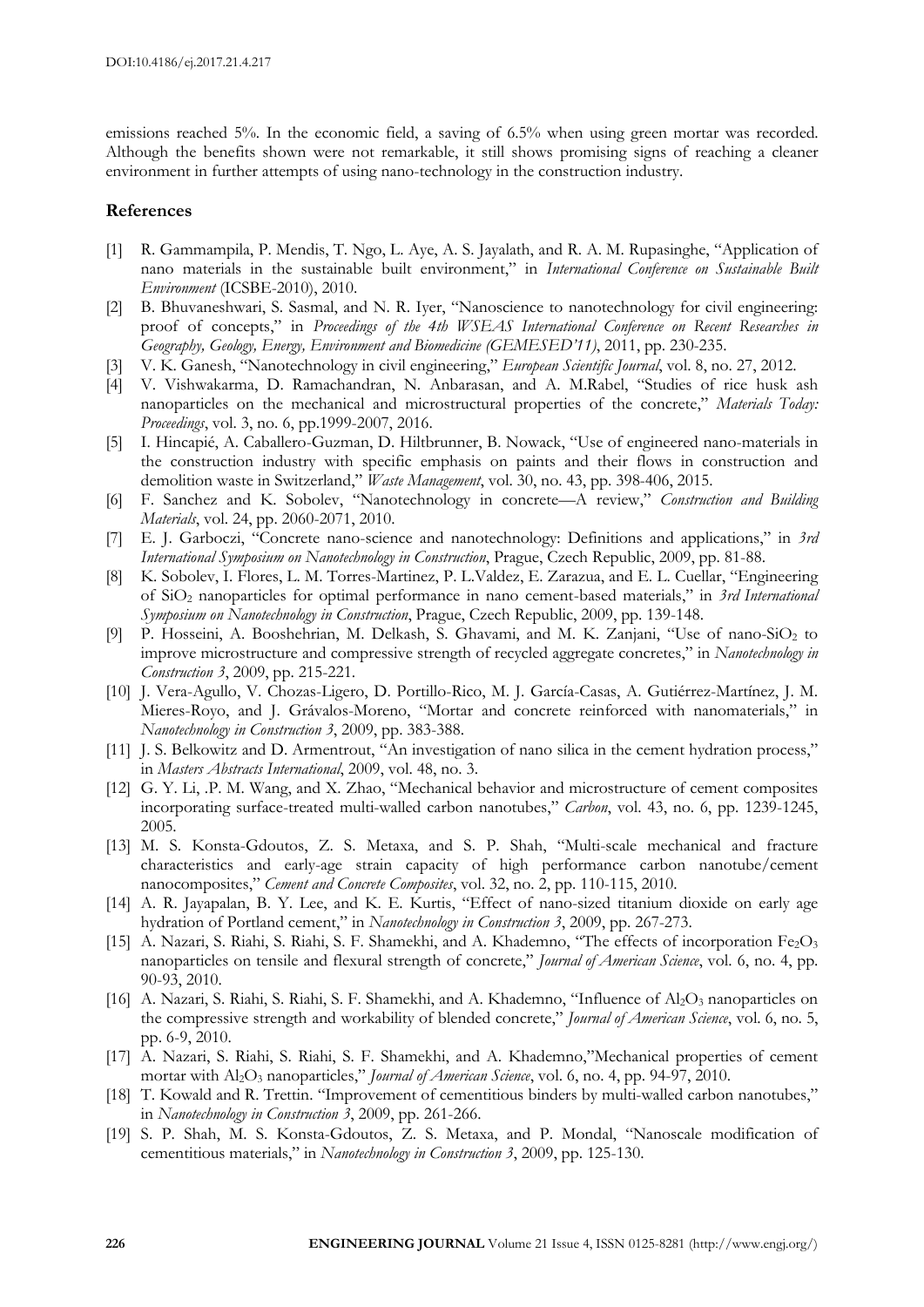emissions reached 5%. In the economic field, a saving of 6.5% when using green mortar was recorded. Although the benefits shown were not remarkable, it still shows promising signs of reaching a cleaner environment in further attempts of using nano-technology in the construction industry.

## References

[1] R. Gammampila, P. Mendis, T. Ngo, L. Aye, A. S. Jayalath, and R. A. M. Rupasinghe, "Application of nano materials in the sustainable built environment," in *International Conference on Sustainable Built Environment* (ICSBE-2010), 2010.

[2] B. Bhuvaneshwari, S. Sasmal, and N. R. Iyer, "Nanoscience to nanotechnology for civil engineering: proof of concepts," in *Proceedings of the 4th WSEAS International Conference on Recent Researches in Geography, Geology, Energy, Environment and Biomedicine (GEMESED'11)*, 2011, pp. 230-235.

[3] V. K. Ganesh, "Nanotechnology in civil engineering," *European Scientific Journal*, vol. 8, no. 27, 2012.

[4] V. Vishwakarma, D. Ramachandran, N. Anbarasan, and A. M.Rabel, "Studies of rice husk ash nanoparticles on the mechanical and microstructural properties of the concrete," *Materials Today: Proceedings*, vol. 3, no. 6, pp.1999-2007, 2016.

[5] I. Hincapié, A. Caballero-Guzman, D. Hiltbrunner, B. Nowack, "Use of engineered nano-materials in the construction industry with specific emphasis on paints and their flows in construction and demolition waste in Switzerland," *Waste Management*, vol. 30, no. 43, pp. 398-406, 2015.

[6] F. Sanchez and K. Sobolev, "Nanotechnology in concrete—A review," *Construction and Building Materials*, vol. 24, pp. 2060-2071, 2010.

[7] E. J. Garboczi, "Concrete nano-science and nanotechnology: Definitions and applications," in *3rd International Symposium on Nanotechnology in Construction*, Prague, Czech Republic, 2009, pp. 81-88.

[8] K. Sobolev, I. Flores, L. M. Torres-Martinez, P. L.Valdez, E. Zarazua, and E. L. Cuellar, "Engineering of $SiO_2$ nanoparticles for optimal performance in nano cement-based materials," in *3rd International Symposium on Nanotechnology in Construction*, Prague, Czech Republic, 2009, pp. 139-148.

[9] P. Hosseini, A. Booshehrian, M. Delkash, S. Ghavami, and M. K. Zanjani, "Use of nano-$SiO_2$ to improve microstructure and compressive strength of recycled aggregate concretes," in *Nanotechnology in Construction 3*, 2009, pp. 215-221.

[10] J. Vera-Agullo, V. Chozas-Ligero, D. Portillo-Rico, M. J. García-Casas, A. Gutiérrez-Martínez, J. M. Mieres-Royo, and J. Grávalos-Moreno, "Mortar and concrete reinforced with nanomaterials," in *Nanotechnology in Construction 3*, 2009, pp. 383-388.

[11] J. S. Belkowitz and D. Armentrout, "An investigation of nano silica in the cement hydration process," in *Masters Abstracts International*, 2009, vol. 48, no. 3.

[12] G. Y. Li, .P. M. Wang, and X. Zhao, "Mechanical behavior and microstructure of cement composites incorporating surface-treated multi-walled carbon nanotubes," *Carbon*, vol. 43, no. 6, pp. 1239-1245, 2005.

[13] M. S. Konsta-Gdoutos, Z. S. Metaxa, and S. P. Shah, "Multi-scale mechanical and fracture characteristics and early-age strain capacity of high performance carbon nanotube/cement nanocomposites," *Cement and Concrete Composites*, vol. 32, no. 2, pp. 110-115, 2010.

[14] A. R. Jayapalan, B. Y. Lee, and K. E. Kurtis, "Effect of nano-sized titanium dioxide on early age hydration of Portland cement," in *Nanotechnology in Construction 3*, 2009, pp. 267-273.

[15] A. Nazari, S. Riahi, S. Riahi, S. F. Shamekhi, and A. Khademno, "The effects of incorporation $Fe_2O_3$ nanoparticles on tensile and flexural strength of concrete," *Journal of American Science*, vol. 6, no. 4, pp. 90-93, 2010.

[16] A. Nazari, S. Riahi, S. Riahi, S. F. Shamekhi, and A. Khademno, "Influence of $Al_2O_3$ nanoparticles on the compressive strength and workability of blended concrete," *Journal of American Science*, vol. 6, no. 5, pp. 6-9, 2010.

[17] A. Nazari, S. Riahi, S. Riahi, S. F. Shamekhi, and A. Khademno,"Mechanical properties of cement mortar with $Al_2O_3$ nanoparticles," *Journal of American Science*, vol. 6, no. 4, pp. 94-97, 2010.

[18] T. Kowald and R. Trettin. "Improvement of cementitious binders by multi-walled carbon nanotubes," in *Nanotechnology in Construction 3*, 2009, pp. 261-266.

[19] S. P. Shah, M. S. Konsta-Gdoutos, Z. S. Metaxa, and P. Mondal, "Nanoscale modification of cementitious materials," in *Nanotechnology in Construction 3*, 2009, pp. 125-130.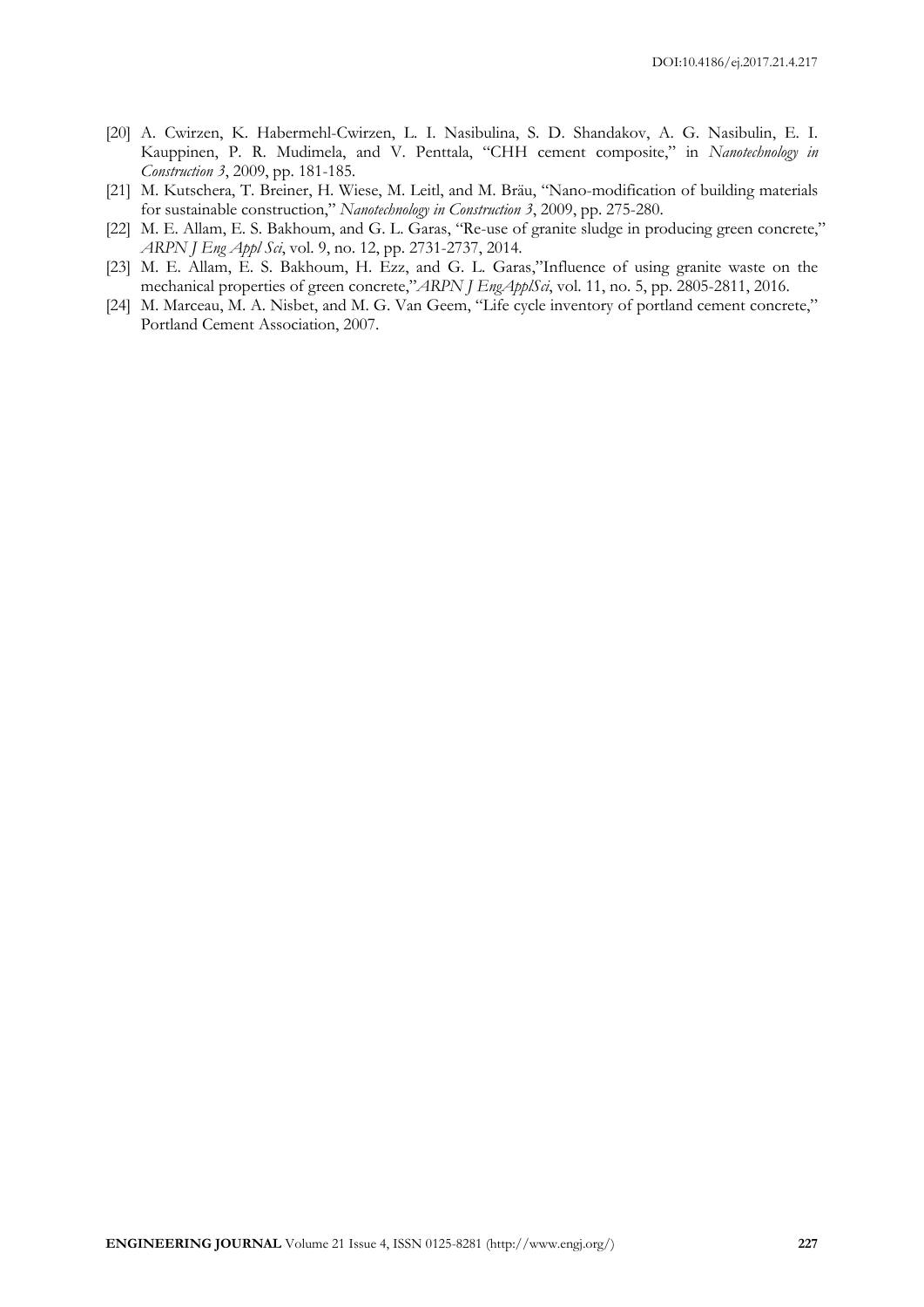[20] A. Cwirzen, K. Habermehl-Cwirzen, L. I. Nasibulina, S. D. Shandakov, A. G. Nasibulin, E. I. Kauppinen, P. R. Mudimela, and V. Penttala, "CHH cement composite," in *Nanotechnology in Construction 3*, 2009, pp. 181-185.

[21] M. Kutschera, T. Breiner, H. Wiese, M. Leitl, and M. Bräu, "Nano-modification of building materials for sustainable construction," *Nanotechnology in Construction 3*, 2009, pp. 275-280.

[22] M. E. Allam, E. S. Bakhoum, and G. L. Garas, "Re-use of granite sludge in producing green concrete," *ARPN J Eng Appl Sci*, vol. 9, no. 12, pp. 2731-2737, 2014.

[23] M. E. Allam, E. S. Bakhoum, H. Ezz, and G. L. Garas,"Influence of using granite waste on the mechanical properties of green concrete,"*ARPN J EngApplSci*, vol. 11, no. 5, pp. 2805-2811, 2016.

[24] M. Marceau, M. A. Nisbet, and M. G. Van Geem, "Life cycle inventory of portland cement concrete," Portland Cement Association, 2007.